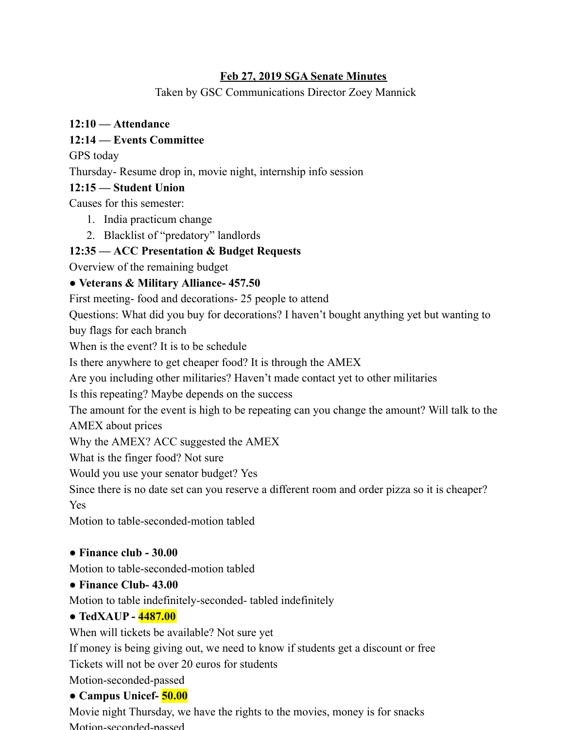# Feb 27, 2019 SGA Senate Minutes

Taken by GSC Communications Director Zoey Mannick

**12:10 — Attendance**

**12:14 — Events Committee**

GPS today

Thursday- Resume drop in, movie night, internship info session

**12:15 — Student Union**

Causes for this semester:

1. India practicum change
2. Blacklist of "predatory" landlords

**12:35 — ACC Presentation & Budget Requests**

Overview of the remaining budget

- **Veterans & Military Alliance- 457.50**

First meeting- food and decorations- 25 people to attend

Questions: What did you buy for decorations? I haven't bought anything yet but wanting to buy flags for each branch

When is the event? It is to be schedule

Is there anywhere to get cheaper food? It is through the AMEX

Are you including other militaries? Haven't made contact yet to other militaries

Is this repeating? Maybe depends on the success

The amount for the event is high to be repeating can you change the amount? Will talk to the AMEX about prices

Why the AMEX? ACC suggested the AMEX

What is the finger food? Not sure

Would you use your senator budget? Yes

Since there is no date set can you reserve a different room and order pizza so it is cheaper? Yes

Motion to table-seconded-motion tabled

- **Finance club - 30.00**

Motion to table-seconded-motion tabled

- **Finance Club- 43.00**

Motion to table indefinitely-seconded- tabled indefinitely

- **TedXAUP - 4487.00**

When will tickets be available? Not sure yet

If money is being giving out, we need to know if students get a discount or free

Tickets will not be over 20 euros for students

Motion-seconded-passed

- **Campus Unicef- 50.00**

Movie night Thursday, we have the rights to the movies, money is for snacks

Motion-seconded-passed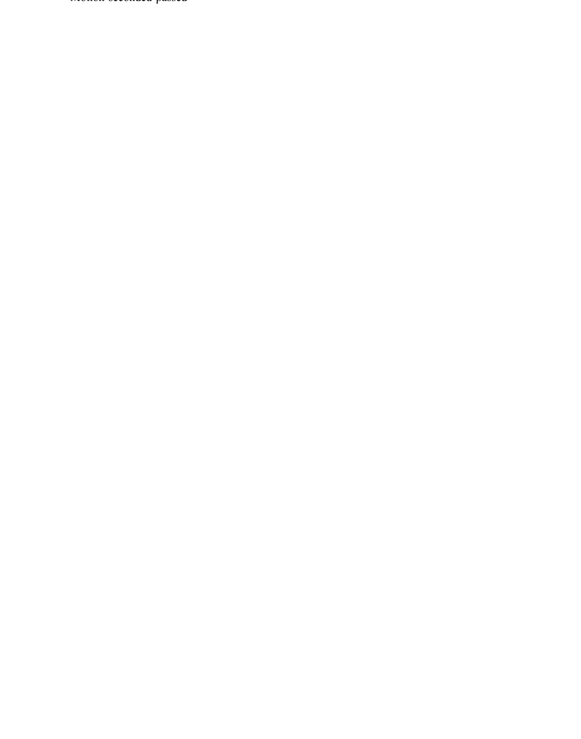Motion seconded passed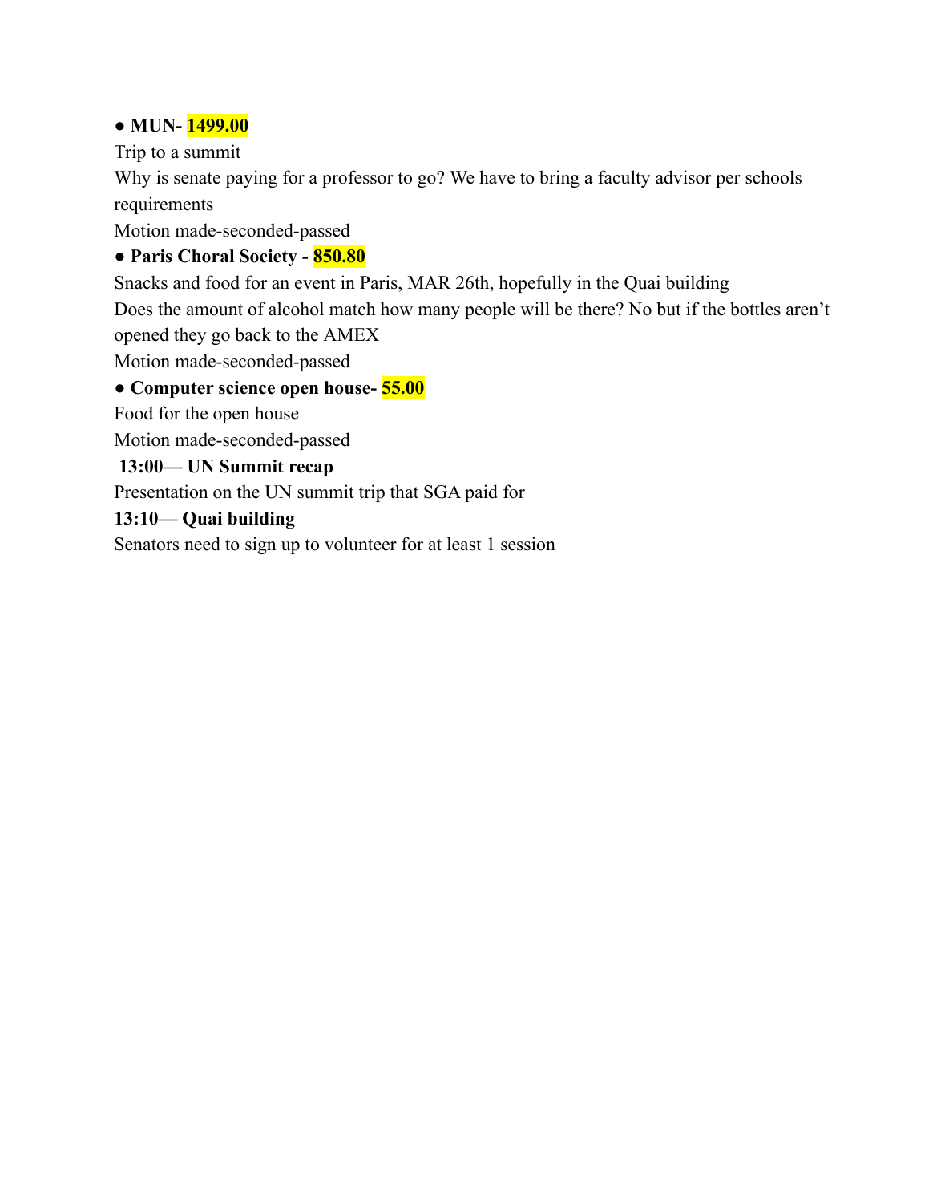- **MUN- 1499.00**

Trip to a summit

Why is senate paying for a professor to go? We have to bring a faculty advisor per schools requirements

Motion made-seconded-passed

- **Paris Choral Society - 850.80**

Snacks and food for an event in Paris, MAR 26th, hopefully in the Quai building

Does the amount of alcohol match how many people will be there? No but if the bottles aren't opened they go back to the AMEX

Motion made-seconded-passed

- **Computer science open house- 55.00**

Food for the open house

Motion made-seconded-passed

**13:00— UN Summit recap**

Presentation on the UN summit trip that SGA paid for

**13:10— Quai building**

Senators need to sign up to volunteer for at least 1 session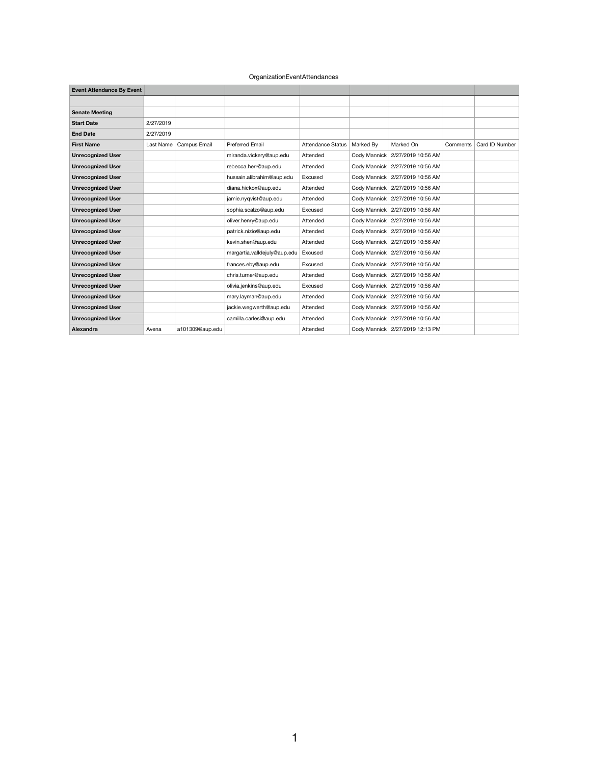OrganizationEventAttendances

| Event Attendance By Event | | | | | | | | |
|---|---|---|---|---|---|---|---|---|
| | | | | | | | | |
| Senate Meeting | | | | | | | | |
| Start Date | 2/27/2019 | | | | | | | |
| End Date | 2/27/2019 | | | | | | | |
| First Name | Last Name | Campus Email | Preferred Email | Attendance Status | Marked By | Marked On | Comments | Card ID Number |
| Unrecognized User | | | miranda.vickery@aup.edu | Attended | Cody Mannick | 2/27/2019 10:56 AM | | |
| Unrecognized User | | | rebecca.herr@aup.edu | Attended | Cody Mannick | 2/27/2019 10:56 AM | | |
| Unrecognized User | | | hussain.alibrahim@aup.edu | Excused | Cody Mannick | 2/27/2019 10:56 AM | | |
| Unrecognized User | | | diana.hickox@aup.edu | Attended | Cody Mannick | 2/27/2019 10:56 AM | | |
| Unrecognized User | | | jamie.nyqvist@aup.edu | Attended | Cody Mannick | 2/27/2019 10:56 AM | | |
| Unrecognized User | | | sophia.scalzo@aup.edu | Excused | Cody Mannick | 2/27/2019 10:56 AM | | |
| Unrecognized User | | | oliver.henry@aup.edu | Attended | Cody Mannick | 2/27/2019 10:56 AM | | |
| Unrecognized User | | | patrick.nizio@aup.edu | Attended | Cody Mannick | 2/27/2019 10:56 AM | | |
| Unrecognized User | | | kevin.shen@aup.edu | Attended | Cody Mannick | 2/27/2019 10:56 AM | | |
| Unrecognized User | | | margartia.valldejuly@aup.edu | Excused | Cody Mannick | 2/27/2019 10:56 AM | | |
| Unrecognized User | | | frances.eby@aup.edu | Excused | Cody Mannick | 2/27/2019 10:56 AM | | |
| Unrecognized User | | | chris.turner@aup.edu | Attended | Cody Mannick | 2/27/2019 10:56 AM | | |
| Unrecognized User | | | olivia.jenkins@aup.edu | Excused | Cody Mannick | 2/27/2019 10:56 AM | | |
| Unrecognized User | | | mary.layman@aup.edu | Attended | Cody Mannick | 2/27/2019 10:56 AM | | |
| Unrecognized User | | | jackie.wegwerth@aup.edu | Attended | Cody Mannick | 2/27/2019 10:56 AM | | |
| Unrecognized User | | | camilla.carlesi@aup.edu | Attended | Cody Mannick | 2/27/2019 10:56 AM | | |
| Alexandra | Avena | a101309@aup.edu | | Attended | Cody Mannick | 2/27/2019 12:13 PM | | |